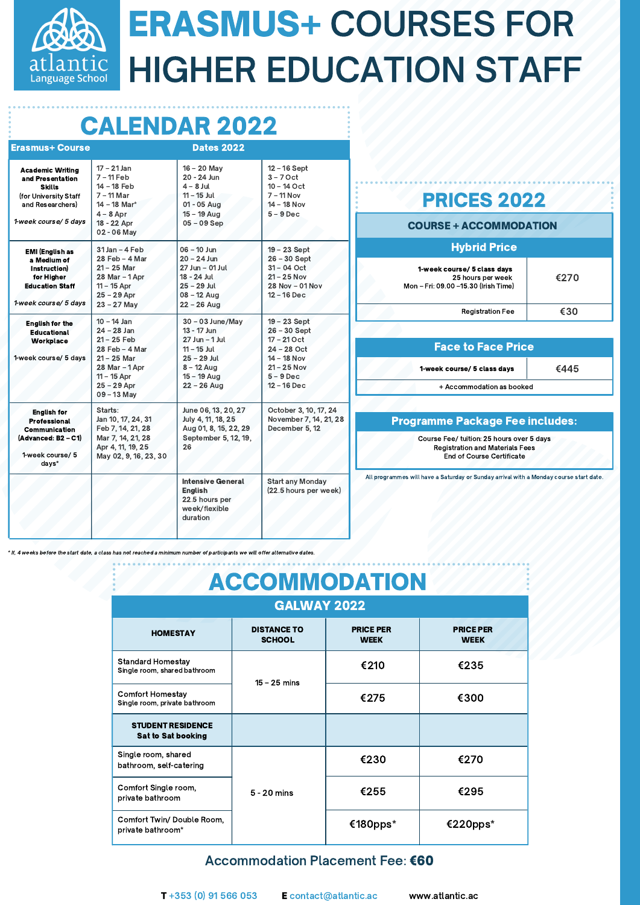atlantic Language School

# ERASMUS+ COURSES FOR HIGHER EDUCATION STAFF

## CALENDAR 2022

| Erasmus+ Course | Dates 2022 | | |
|---|---|---|---|
| **Academic Writing and Presentation Skills** (for University Staff and Researchers) *1-week course/ 5 days* | 17 – 21 Jan<br>7 – 11 Feb<br>14 – 18 Feb<br>7 – 11 Mar<br>14 – 18 Mar*<br>4 – 8 Apr<br>18 - 22 Apr<br>02 - 06 May | 16 – 20 May<br>20 - 24 Jun<br>4 – 8 Jul<br>11 – 15 Jul<br>01 - 05 Aug<br>15 – 19 Aug<br>05 – 09 Sep | 12 – 16 Sept<br>3 – 7 Oct<br>10 – 14 Oct<br>7 – 11 Nov<br>14 – 18 Nov<br>5 – 9 Dec |
| **EMI (English as a Medium of Instruction) for Higher Education Staff** *1-week course/ 5 days* | 31 Jan – 4 Feb<br>28 Feb – 4 Mar<br>21 – 25 Mar<br>28 Mar – 1 Apr<br>11 – 15 Apr<br>25 – 29 Apr<br>23 – 27 May | 06 – 10 Jun<br>20 – 24 Jun<br>27 Jun – 01 Jul<br>18 - 24 Jul<br>25 – 29 Jul<br>08 – 12 Aug<br>22 – 26 Aug | 19 – 23 Sept<br>26 – 30 Sept<br>31 – 04 Oct<br>21 – 25 Nov<br>28 Nov – 01 Nov<br>12 – 16 Dec |
| **English for the Educational Workplace** 1-week course/ 5 days | 10 – 14 Jan<br>24 – 28 Jan<br>21 – 25 Feb<br>28 Feb – 4 Mar<br>21 – 25 Mar<br>28 Mar – 1 Apr<br>11 – 15 Apr<br>25 – 29 Apr<br>09 – 13 May | 30 – 03 June/May<br>13 - 17 Jun<br>27 Jun – 1 Jul<br>11 – 15 Jul<br>25 – 29 Jul<br>8 – 12 Aug<br>15 – 19 Aug<br>22 – 26 Aug | 19 – 23 Sept<br>26 – 30 Sept<br>17 – 21 Oct<br>24 – 28 Oct<br>14 – 18 Nov<br>21 – 25 Nov<br>5 – 9 Dec<br>12 – 16 Dec |
| **English for Professional Communication (Advanced: B2 – C1)** 1-week course/ 5 days* | Starts:<br>Jan 10, 17, 24, 31<br>Feb 7, 14, 21, 28<br>Mar 7, 14, 21, 28<br>Apr 4, 11, 19, 25<br>May 02, 9, 16, 23, 30 | June 06, 13, 20, 27<br>July 4, 11, 18, 25<br>Aug 01, 8, 15, 22, 29<br>September 5, 12, 19, 26 | October 3, 10, 17, 24<br>November 7, 14, 21, 28<br>December 5, 12 |
| | | **Intensive General English** 22.5 hours per week/flexible duration | Start any Monday (22.5 hours per week) |

*\* If, 4 weeks before the start date, a class has not reached a minimum number of participants we will offer alternative dates.*

## PRICES 2022

### COURSE + ACCOMMODATION

**Hybrid Price**

| | |
|---|---|
| **1-week course/ 5 class days** 25 hours per week Mon – Fri: 09.00 –15.30 (Irish Time) | €270 |
| Registration Fee | €30 |

**Face to Face Price**

| | |
|---|---|
| **1-week course/ 5 class days** | €445 |
| + Accommodation as booked | |

**Programme Package Fee includes:**

Course Fee/ tuition: 25 hours over 5 days
Registration and Materials Fees
End of Course Certificate

All programmes will have a Saturday or Sunday arrival with a Monday course start date.

## ACCOMMODATION

### GALWAY 2022

| HOMESTAY | DISTANCE TO SCHOOL | PRICE PER WEEK | PRICE PER WEEK |
|---|---|---|---|
| Standard Homestay<br>Single room, shared bathroom | 15 – 25 mins | €210 | €235 |
| Comfort Homestay<br>Single room, private bathroom | | €275 | €300 |
| **STUDENT RESIDENCE Sat to Sat booking** | | | |
| Single room, shared bathroom, self-catering | 5 - 20 mins | €230 | €270 |
| Comfort Single room, private bathroom | | €255 | €295 |
| Comfort Twin/ Double Room, private bathroom* | | €180pps* | €220pps* |

Accommodation Placement Fee: **€60**

**T** +353 (0) 91 566 053 **E** contact@atlantic.ac www.atlantic.ac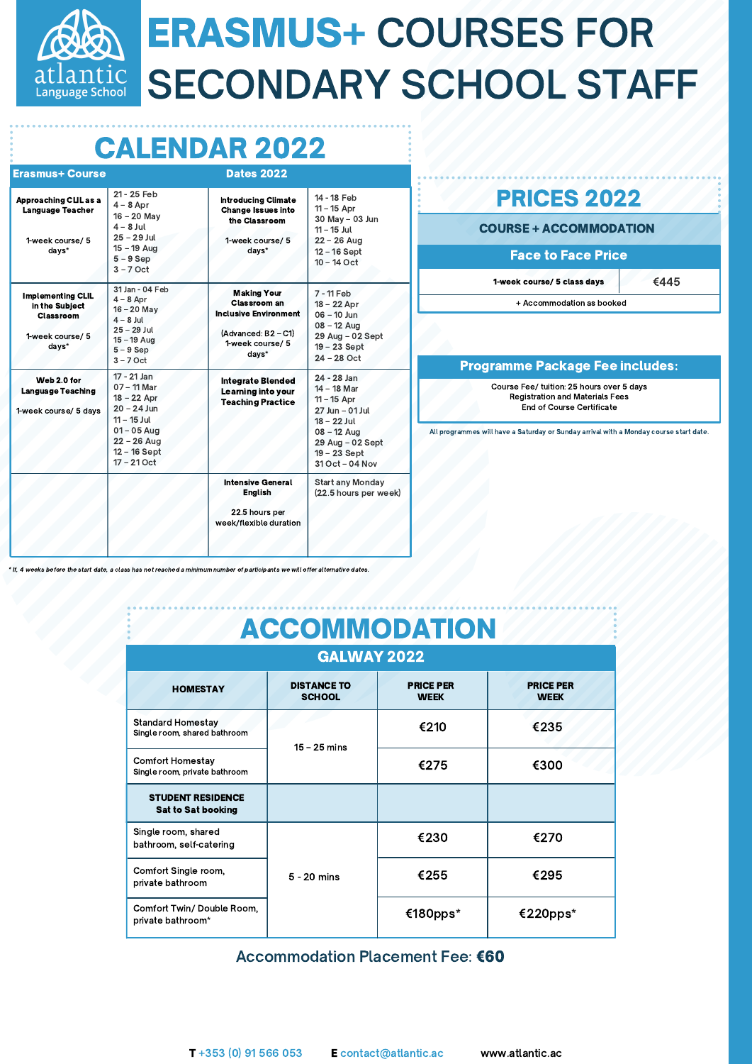# ERASMUS+ COURSES FOR SECONDARY SCHOOL STAFF

## CALENDAR 2022

| Erasmus+ Course | Dates 2022 | | |
|---|---|---|---|
| **Approaching CLIL as a Language Teacher**<br><br>1-week course/ 5 days* | 21 - 25 Feb<br>4 – 8 Apr<br>16 – 20 May<br>4 – 8 Jul<br>25 – 29 Jul<br>15 – 19 Aug<br>5 – 9 Sep<br>3 – 7 Oct | **Introducing Climate Change Issues into the Classroom**<br><br>1-week course/ 5 days* | 14 - 18 Feb<br>11 – 15 Apr<br>30 May – 03 Jun<br>11 – 15 Jul<br>22 – 26 Aug<br>12 – 16 Sept<br>10 – 14 Oct |
| **Implementing CLIL in the Subject Classroom**<br><br>1-week course/ 5 days* | 31 Jan - 04 Feb<br>4 – 8 Apr<br>16 – 20 May<br>4 – 8 Jul<br>25 – 29 Jul<br>15 – 19 Aug<br>5 – 9 Sep<br>3 – 7 Oct | **Making Your Classroom an Inclusive Environment**<br><br>(Advanced: B2 – C1)<br>1-week course/ 5 days* | 7 - 11 Feb<br>18 – 22 Apr<br>06 – 10 Jun<br>08 – 12 Aug<br>29 Aug – 02 Sept<br>19 – 23 Sept<br>24 – 28 Oct |
| **Web 2.0 for Language Teaching**<br><br>1-week course/ 5 days | 17 - 21 Jan<br>07 – 11 Mar<br>18 – 22 Apr<br>20 – 24 Jun<br>11 – 15 Jul<br>01 – 05 Aug<br>22 – 26 Aug<br>12 – 16 Sept<br>17 – 21 Oct | **Integrate Blended Learning into your Teaching Practice** | 24 - 28 Jan<br>14 – 18 Mar<br>11 – 15 Apr<br>27 Jun – 01 Jul<br>18 – 22 Jul<br>08 – 12 Aug<br>29 Aug – 02 Sept<br>19 – 23 Sept<br>31 Oct – 04 Nov |
| | | **Intensive General English**<br><br>22.5 hours per week/flexible duration | Start any Monday<br>(22.5 hours per week) |

*\* If, 4 weeks before the start date, a class has not reached a minimum number of participants we will offer alternative dates.*

## PRICES 2022

| COURSE + ACCOMMODATION | |
|---|---|
| **Face to Face Price** | |
| 1-week course/ 5 class days | €445 |
| + Accommodation as booked | |

### Programme Package Fee includes:

Course Fee/ tuition: 25 hours over 5 days
Registration and Materials Fees
End of Course Certificate

All programmes will have a Saturday or Sunday arrival with a Monday course start date.

## ACCOMMODATION

### GALWAY 2022

| HOMESTAY | DISTANCE TO SCHOOL | PRICE PER WEEK | PRICE PER WEEK |
|---|---|---|---|
| Standard Homestay<br>Single room, shared bathroom | 15 – 25 mins | €210 | €235 |
| Comfort Homestay<br>Single room, private bathroom | | €275 | €300 |
| **STUDENT RESIDENCE**<br>**Sat to Sat booking** | | | |
| Single room, shared bathroom, self-catering | 5 - 20 mins | €230 | €270 |
| Comfort Single room, private bathroom | | €255 | €295 |
| Comfort Twin/ Double Room, private bathroom* | | €180pps* | €220pps* |

Accommodation Placement Fee: **€60**

**T** +353 (0) 91 566 053 **E** contact@atlantic.ac www.atlantic.ac